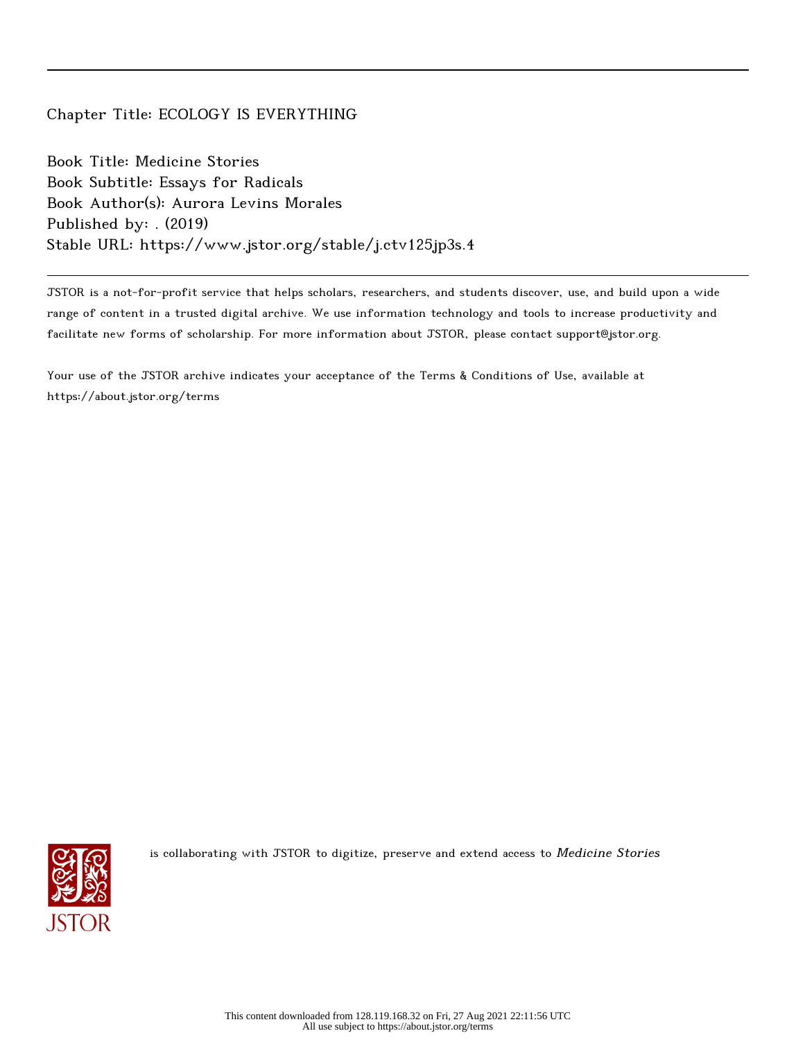Chapter Title: ECOLOGY IS EVERYTHING

Book Title: Medicine Stories
Book Subtitle: Essays for Radicals
Book Author(s): Aurora Levins Morales
Published by: . (2019)
Stable URL: https://www.jstor.org/stable/j.ctv125jp3s.4

JSTOR is a not-for-profit service that helps scholars, researchers, and students discover, use, and build upon a wide range of content in a trusted digital archive. We use information technology and tools to increase productivity and facilitate new forms of scholarship. For more information about JSTOR, please contact support@jstor.org.

Your use of the JSTOR archive indicates your acceptance of the Terms & Conditions of Use, available at https://about.jstor.org/terms

is collaborating with JSTOR to digitize, preserve and extend access to *Medicine Stories*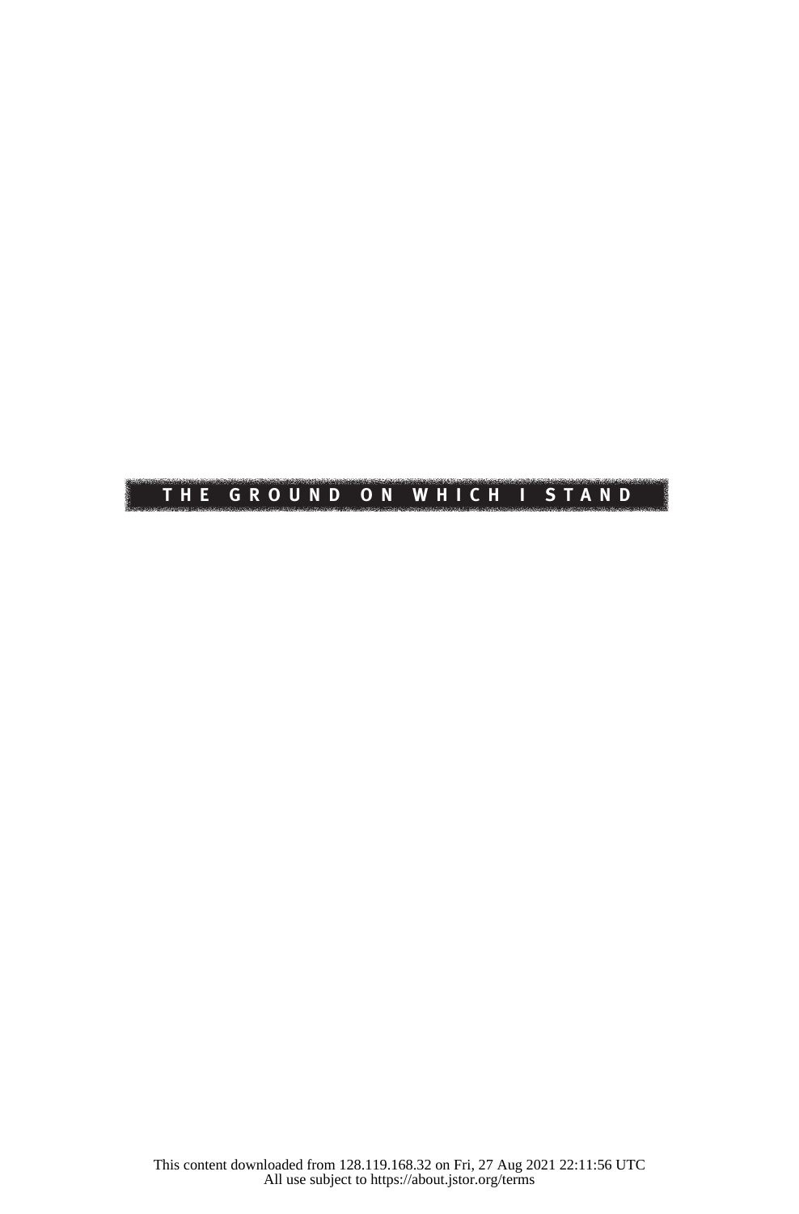# THE GROUND ON WHICH I STAND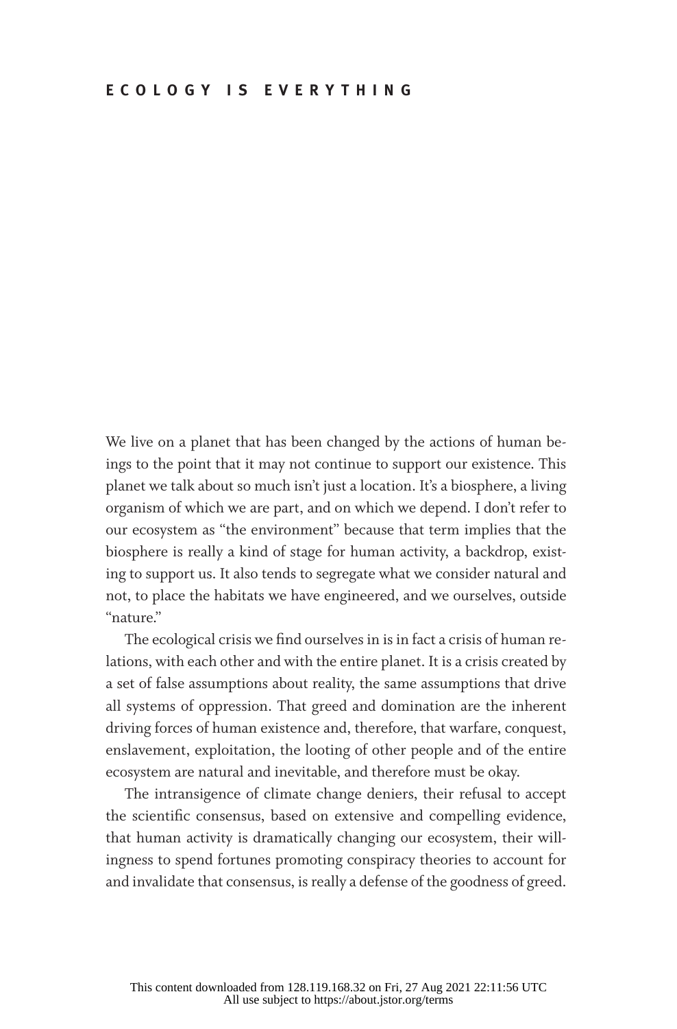# ECOLOGY IS EVERYTHING

We live on a planet that has been changed by the actions of human beings to the point that it may not continue to support our existence. This planet we talk about so much isn't just a location. It's a biosphere, a living organism of which we are part, and on which we depend. I don't refer to our ecosystem as "the environment" because that term implies that the biosphere is really a kind of stage for human activity, a backdrop, existing to support us. It also tends to segregate what we consider natural and not, to place the habitats we have engineered, and we ourselves, outside "nature."

The ecological crisis we find ourselves in is in fact a crisis of human relations, with each other and with the entire planet. It is a crisis created by a set of false assumptions about reality, the same assumptions that drive all systems of oppression. That greed and domination are the inherent driving forces of human existence and, therefore, that warfare, conquest, enslavement, exploitation, the looting of other people and of the entire ecosystem are natural and inevitable, and therefore must be okay.

The intransigence of climate change deniers, their refusal to accept the scientific consensus, based on extensive and compelling evidence, that human activity is dramatically changing our ecosystem, their willingness to spend fortunes promoting conspiracy theories to account for and invalidate that consensus, is really a defense of the goodness of greed.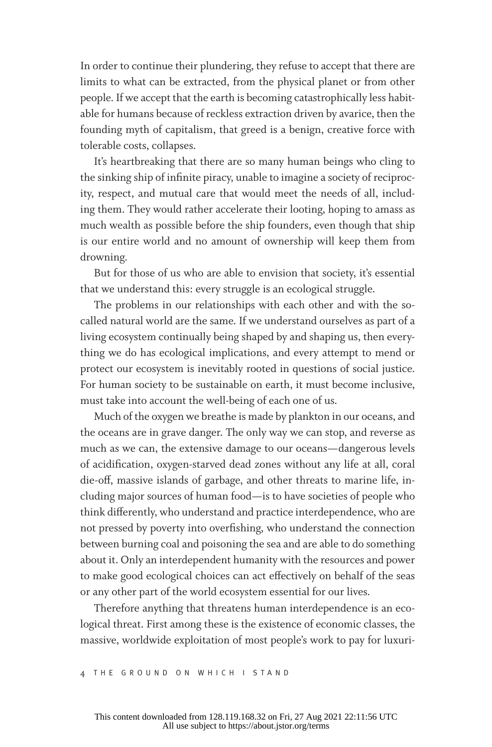In order to continue their plundering, they refuse to accept that there are limits to what can be extracted, from the physical planet or from other people. If we accept that the earth is becoming catastrophically less habitable for humans because of reckless extraction driven by avarice, then the founding myth of capitalism, that greed is a benign, creative force with tolerable costs, collapses.

It's heartbreaking that there are so many human beings who cling to the sinking ship of infinite piracy, unable to imagine a society of reciprocity, respect, and mutual care that would meet the needs of all, including them. They would rather accelerate their looting, hoping to amass as much wealth as possible before the ship founders, even though that ship is our entire world and no amount of ownership will keep them from drowning.

But for those of us who are able to envision that society, it's essential that we understand this: every struggle is an ecological struggle.

The problems in our relationships with each other and with the so-called natural world are the same. If we understand ourselves as part of a living ecosystem continually being shaped by and shaping us, then everything we do has ecological implications, and every attempt to mend or protect our ecosystem is inevitably rooted in questions of social justice. For human society to be sustainable on earth, it must become inclusive, must take into account the well-being of each one of us.

Much of the oxygen we breathe is made by plankton in our oceans, and the oceans are in grave danger. The only way we can stop, and reverse as much as we can, the extensive damage to our oceans—dangerous levels of acidification, oxygen-starved dead zones without any life at all, coral die-off, massive islands of garbage, and other threats to marine life, including major sources of human food—is to have societies of people who think differently, who understand and practice interdependence, who are not pressed by poverty into overfishing, who understand the connection between burning coal and poisoning the sea and are able to do something about it. Only an interdependent humanity with the resources and power to make good ecological choices can act effectively on behalf of the seas or any other part of the world ecosystem essential for our lives.

Therefore anything that threatens human interdependence is an ecological threat. First among these is the existence of economic classes, the massive, worldwide exploitation of most people's work to pay for luxuri-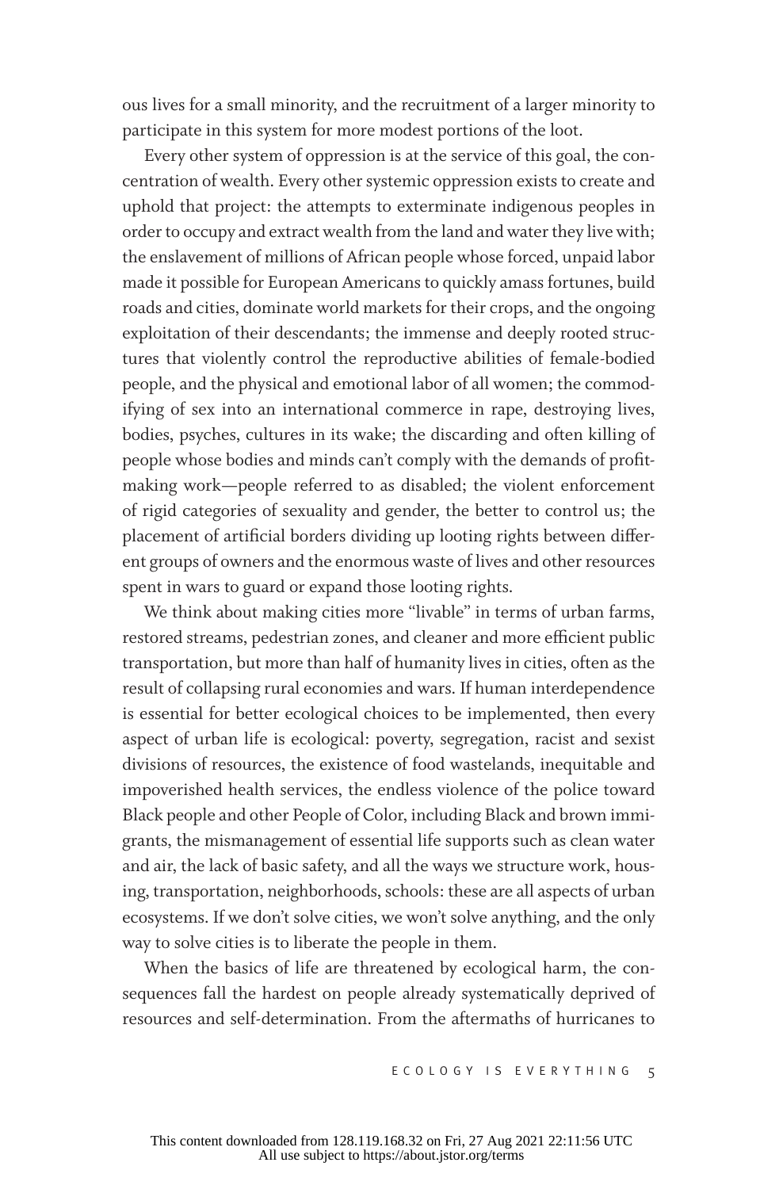ous lives for a small minority, and the recruitment of a larger minority to participate in this system for more modest portions of the loot.

Every other system of oppression is at the service of this goal, the concentration of wealth. Every other systemic oppression exists to create and uphold that project: the attempts to exterminate indigenous peoples in order to occupy and extract wealth from the land and water they live with; the enslavement of millions of African people whose forced, unpaid labor made it possible for European Americans to quickly amass fortunes, build roads and cities, dominate world markets for their crops, and the ongoing exploitation of their descendants; the immense and deeply rooted structures that violently control the reproductive abilities of female-bodied people, and the physical and emotional labor of all women; the commodifying of sex into an international commerce in rape, destroying lives, bodies, psyches, cultures in its wake; the discarding and often killing of people whose bodies and minds can't comply with the demands of profit-making work—people referred to as disabled; the violent enforcement of rigid categories of sexuality and gender, the better to control us; the placement of artificial borders dividing up looting rights between different groups of owners and the enormous waste of lives and other resources spent in wars to guard or expand those looting rights.

We think about making cities more "livable" in terms of urban farms, restored streams, pedestrian zones, and cleaner and more efficient public transportation, but more than half of humanity lives in cities, often as the result of collapsing rural economies and wars. If human interdependence is essential for better ecological choices to be implemented, then every aspect of urban life is ecological: poverty, segregation, racist and sexist divisions of resources, the existence of food wastelands, inequitable and impoverished health services, the endless violence of the police toward Black people and other People of Color, including Black and brown immigrants, the mismanagement of essential life supports such as clean water and air, the lack of basic safety, and all the ways we structure work, housing, transportation, neighborhoods, schools: these are all aspects of urban ecosystems. If we don't solve cities, we won't solve anything, and the only way to solve cities is to liberate the people in them.

When the basics of life are threatened by ecological harm, the consequences fall the hardest on people already systematically deprived of resources and self-determination. From the aftermaths of hurricanes to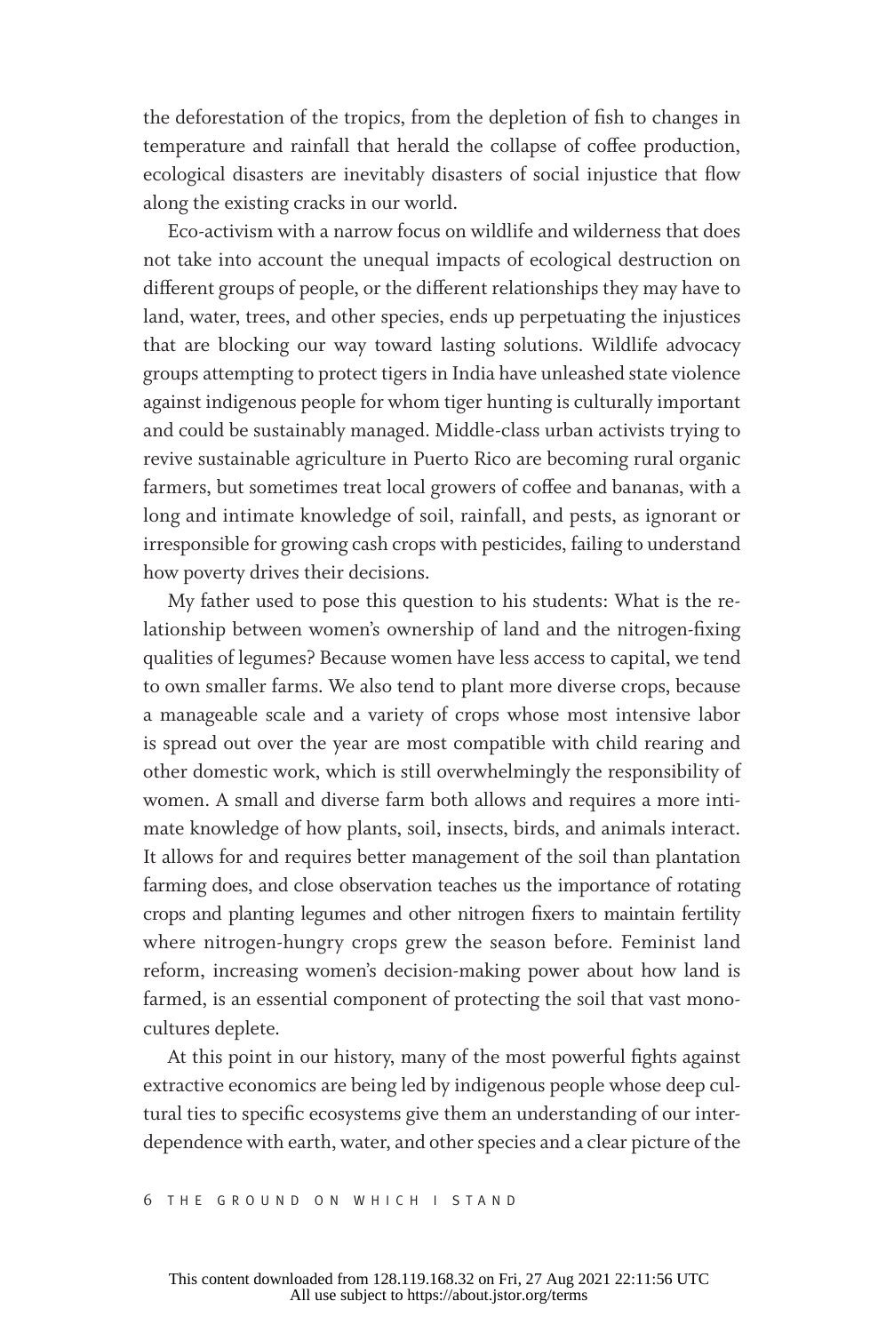the deforestation of the tropics, from the depletion of fish to changes in temperature and rainfall that herald the collapse of coffee production, ecological disasters are inevitably disasters of social injustice that flow along the existing cracks in our world.

Eco-activism with a narrow focus on wildlife and wilderness that does not take into account the unequal impacts of ecological destruction on different groups of people, or the different relationships they may have to land, water, trees, and other species, ends up perpetuating the injustices that are blocking our way toward lasting solutions. Wildlife advocacy groups attempting to protect tigers in India have unleashed state violence against indigenous people for whom tiger hunting is culturally important and could be sustainably managed. Middle-class urban activists trying to revive sustainable agriculture in Puerto Rico are becoming rural organic farmers, but sometimes treat local growers of coffee and bananas, with a long and intimate knowledge of soil, rainfall, and pests, as ignorant or irresponsible for growing cash crops with pesticides, failing to understand how poverty drives their decisions.

My father used to pose this question to his students: What is the relationship between women's ownership of land and the nitrogen-fixing qualities of legumes? Because women have less access to capital, we tend to own smaller farms. We also tend to plant more diverse crops, because a manageable scale and a variety of crops whose most intensive labor is spread out over the year are most compatible with child rearing and other domestic work, which is still overwhelmingly the responsibility of women. A small and diverse farm both allows and requires a more intimate knowledge of how plants, soil, insects, birds, and animals interact. It allows for and requires better management of the soil than plantation farming does, and close observation teaches us the importance of rotating crops and planting legumes and other nitrogen fixers to maintain fertility where nitrogen-hungry crops grew the season before. Feminist land reform, increasing women's decision-making power about how land is farmed, is an essential component of protecting the soil that vast monocultures deplete.

At this point in our history, many of the most powerful fights against extractive economics are being led by indigenous people whose deep cultural ties to specific ecosystems give them an understanding of our interdependence with earth, water, and other species and a clear picture of the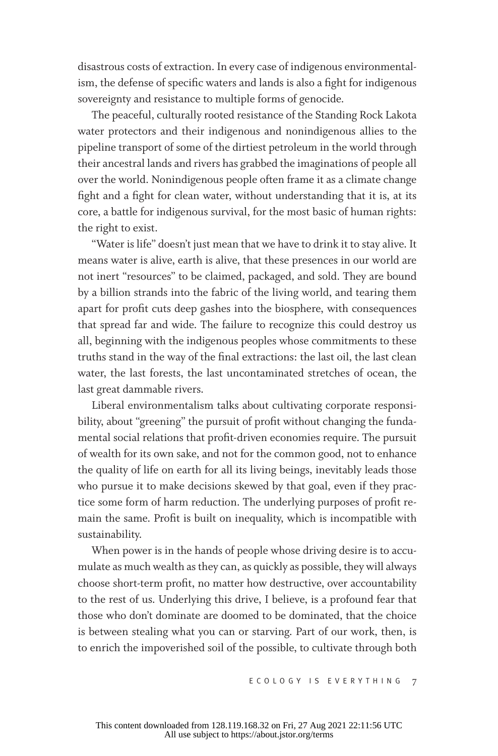disastrous costs of extraction. In every case of indigenous environmentalism, the defense of specific waters and lands is also a fight for indigenous sovereignty and resistance to multiple forms of genocide.

The peaceful, culturally rooted resistance of the Standing Rock Lakota water protectors and their indigenous and nonindigenous allies to the pipeline transport of some of the dirtiest petroleum in the world through their ancestral lands and rivers has grabbed the imaginations of people all over the world. Nonindigenous people often frame it as a climate change fight and a fight for clean water, without understanding that it is, at its core, a battle for indigenous survival, for the most basic of human rights: the right to exist.

"Water is life" doesn't just mean that we have to drink it to stay alive. It means water is alive, earth is alive, that these presences in our world are not inert "resources" to be claimed, packaged, and sold. They are bound by a billion strands into the fabric of the living world, and tearing them apart for profit cuts deep gashes into the biosphere, with consequences that spread far and wide. The failure to recognize this could destroy us all, beginning with the indigenous peoples whose commitments to these truths stand in the way of the final extractions: the last oil, the last clean water, the last forests, the last uncontaminated stretches of ocean, the last great dammable rivers.

Liberal environmentalism talks about cultivating corporate responsibility, about "greening" the pursuit of profit without changing the fundamental social relations that profit-driven economies require. The pursuit of wealth for its own sake, and not for the common good, not to enhance the quality of life on earth for all its living beings, inevitably leads those who pursue it to make decisions skewed by that goal, even if they practice some form of harm reduction. The underlying purposes of profit remain the same. Profit is built on inequality, which is incompatible with sustainability.

When power is in the hands of people whose driving desire is to accumulate as much wealth as they can, as quickly as possible, they will always choose short-term profit, no matter how destructive, over accountability to the rest of us. Underlying this drive, I believe, is a profound fear that those who don't dominate are doomed to be dominated, that the choice is between stealing what you can or starving. Part of our work, then, is to enrich the impoverished soil of the possible, to cultivate through both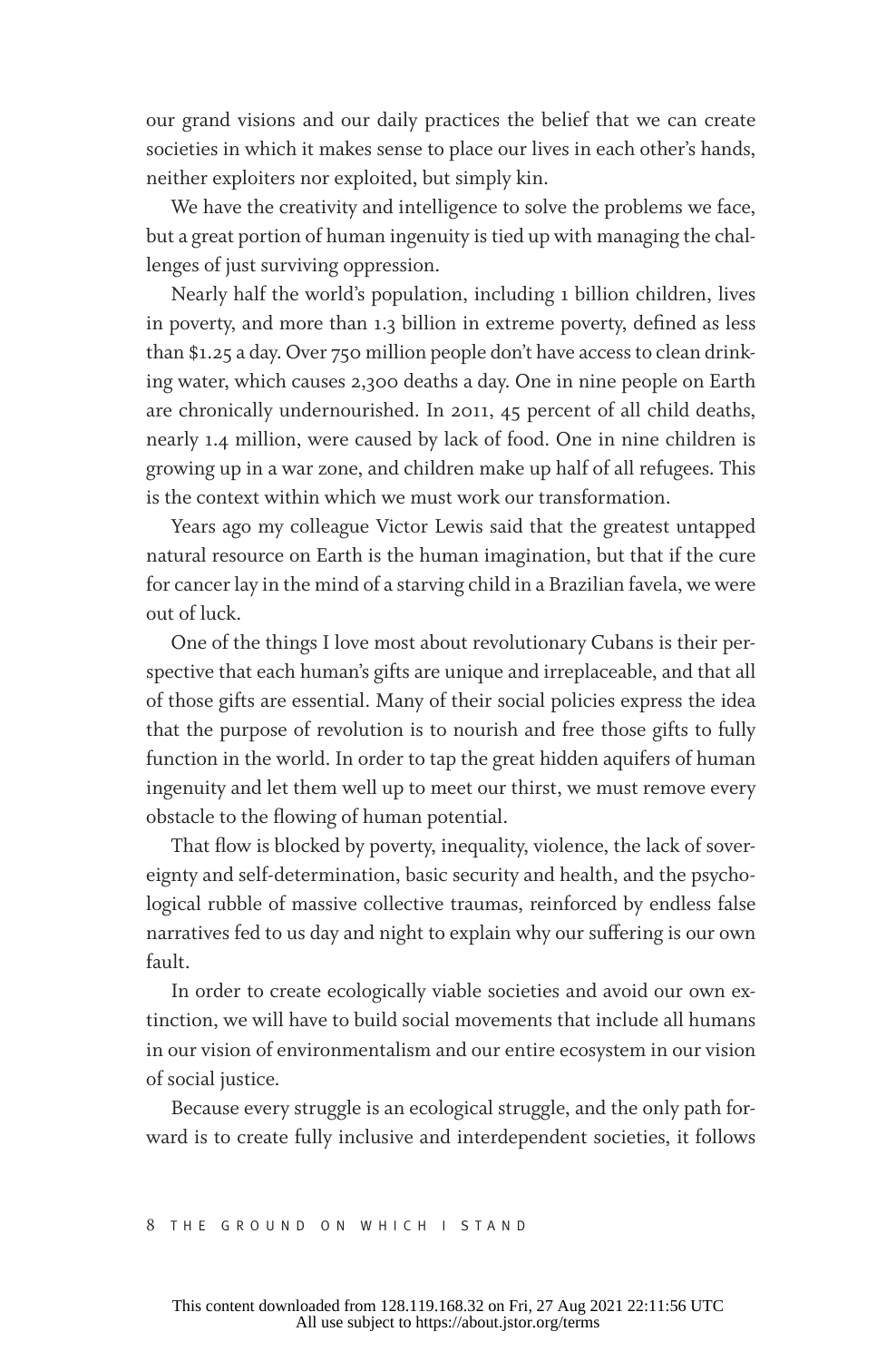our grand visions and our daily practices the belief that we can create societies in which it makes sense to place our lives in each other's hands, neither exploiters nor exploited, but simply kin.

We have the creativity and intelligence to solve the problems we face, but a great portion of human ingenuity is tied up with managing the challenges of just surviving oppression.

Nearly half the world's population, including 1 billion children, lives in poverty, and more than 1.3 billion in extreme poverty, defined as less than $1.25 a day. Over 750 million people don't have access to clean drinking water, which causes 2,300 deaths a day. One in nine people on Earth are chronically undernourished. In 2011, 45 percent of all child deaths, nearly 1.4 million, were caused by lack of food. One in nine children is growing up in a war zone, and children make up half of all refugees. This is the context within which we must work our transformation.

Years ago my colleague Victor Lewis said that the greatest untapped natural resource on Earth is the human imagination, but that if the cure for cancer lay in the mind of a starving child in a Brazilian favela, we were out of luck.

One of the things I love most about revolutionary Cubans is their perspective that each human's gifts are unique and irreplaceable, and that all of those gifts are essential. Many of their social policies express the idea that the purpose of revolution is to nourish and free those gifts to fully function in the world. In order to tap the great hidden aquifers of human ingenuity and let them well up to meet our thirst, we must remove every obstacle to the flowing of human potential.

That flow is blocked by poverty, inequality, violence, the lack of sovereignty and self-determination, basic security and health, and the psychological rubble of massive collective traumas, reinforced by endless false narratives fed to us day and night to explain why our suffering is our own fault.

In order to create ecologically viable societies and avoid our own extinction, we will have to build social movements that include all humans in our vision of environmentalism and our entire ecosystem in our vision of social justice.

Because every struggle is an ecological struggle, and the only path forward is to create fully inclusive and interdependent societies, it follows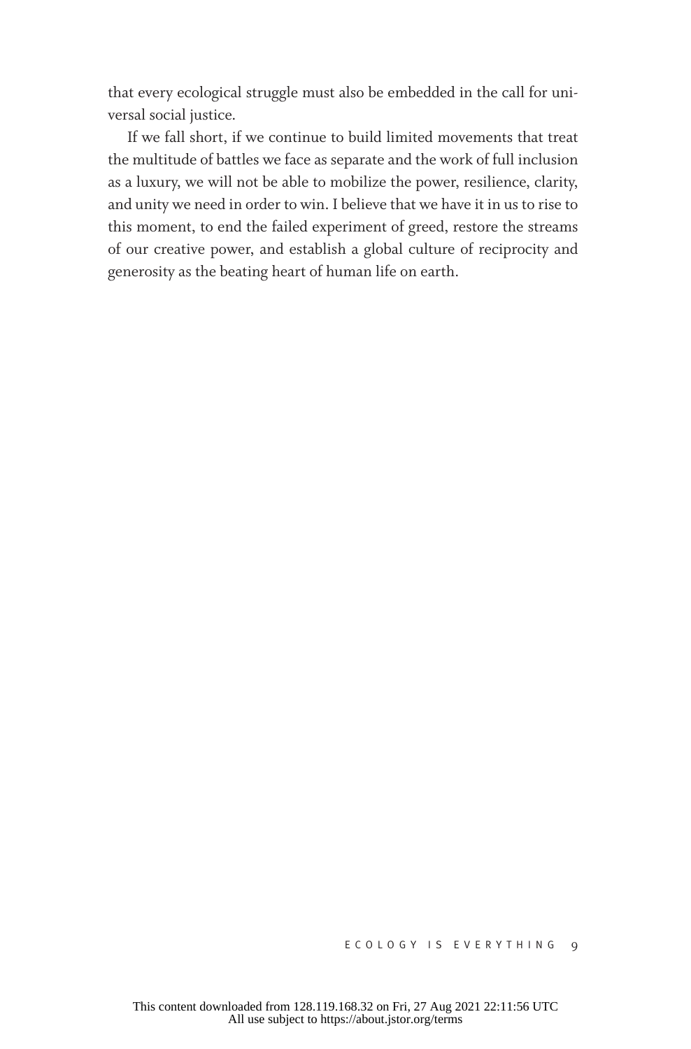that every ecological struggle must also be embedded in the call for universal social justice.

If we fall short, if we continue to build limited movements that treat the multitude of battles we face as separate and the work of full inclusion as a luxury, we will not be able to mobilize the power, resilience, clarity, and unity we need in order to win. I believe that we have it in us to rise to this moment, to end the failed experiment of greed, restore the streams of our creative power, and establish a global culture of reciprocity and generosity as the beating heart of human life on earth.